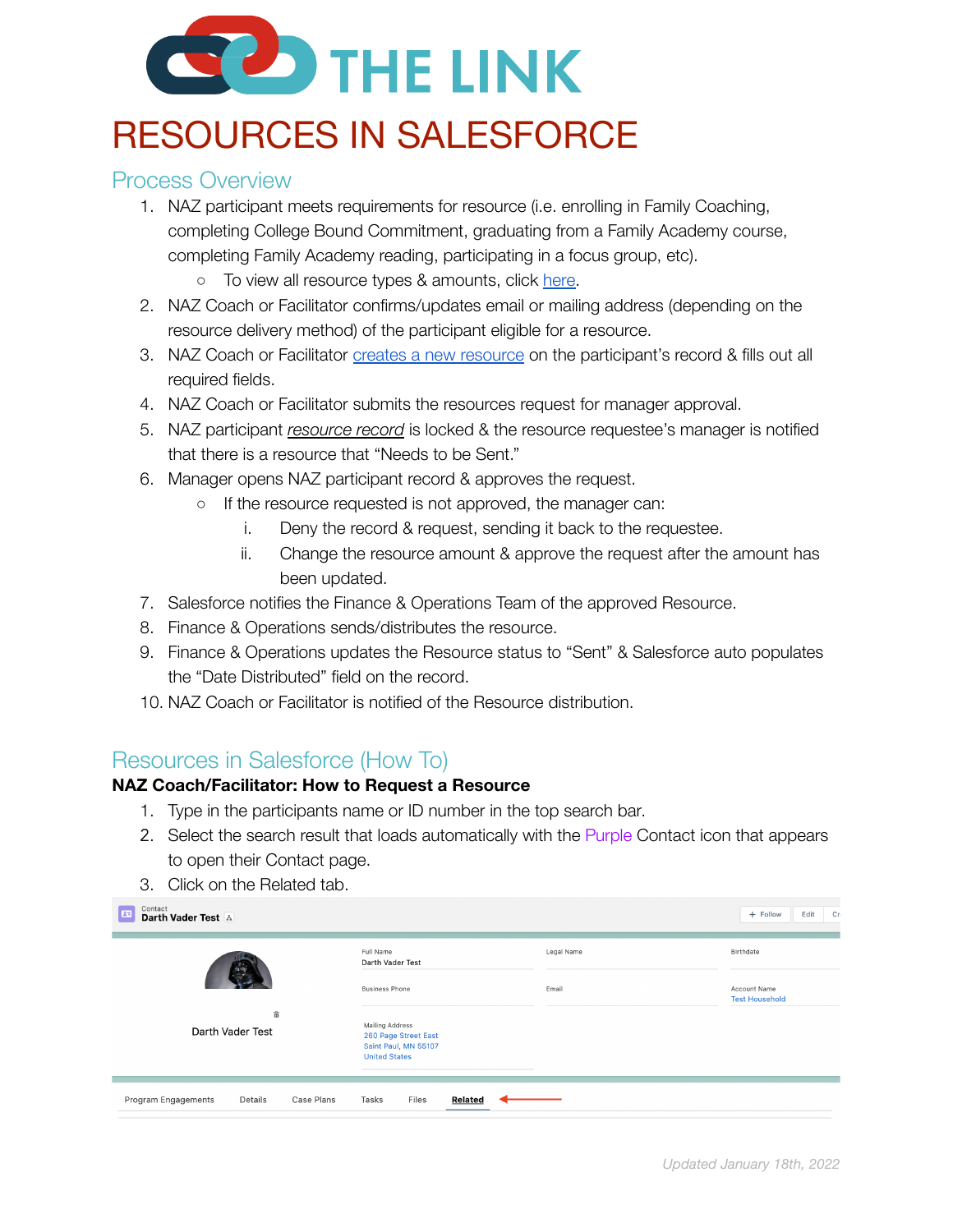# RESOURCES IN SALESFORCE

## Process Overview

1. NAZ participant meets requirements for resource (i.e. enrolling in Family Coaching, completing College Bound Commitment, graduating from a Family Academy course, completing Family Academy reading, participating in a focus group, etc).
   - To view all resource types & amounts, click here.
2. NAZ Coach or Facilitator confirms/updates email or mailing address (depending on the resource delivery method) of the participant eligible for a resource.
3. NAZ Coach or Facilitator creates a new resource on the participant's record & fills out all required fields.
4. NAZ Coach or Facilitator submits the resources request for manager approval.
5. NAZ participant *resource record* is locked & the resource requestee's manager is notified that there is a resource that "Needs to be Sent."
6. Manager opens NAZ participant record & approves the request.
   - If the resource requested is not approved, the manager can:
     1. Deny the record & request, sending it back to the requestee.
     2. Change the resource amount & approve the request after the amount has been updated.
7. Salesforce notifies the Finance & Operations Team of the approved Resource.
8. Finance & Operations sends/distributes the resource.
9. Finance & Operations updates the Resource status to "Sent" & Salesforce auto populates the "Date Distributed" field on the record.
10. NAZ Coach or Facilitator is notified of the Resource distribution.

## Resources in Salesforce (How To)

**NAZ Coach/Facilitator: How to Request a Resource**

1. Type in the participants name or ID number in the top search bar.
2. Select the search result that loads automatically with the Purple Contact icon that appears to open their Contact page.
3. Click on the Related tab.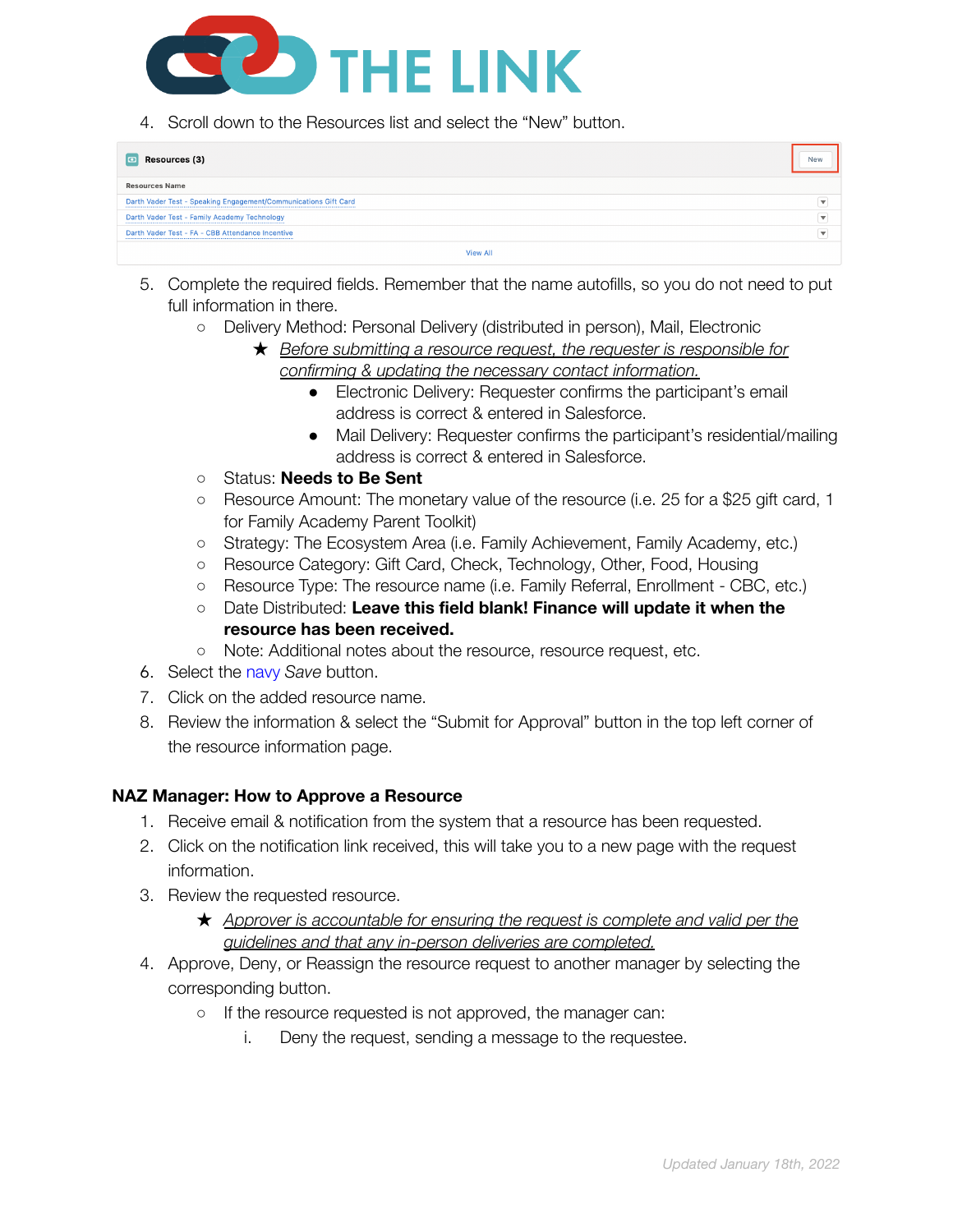4. Scroll down to the Resources list and select the "New" button.

| Resources (3) | New |
|---|---|
| Resources Name | |
| Darth Vader Test - Speaking Engagement/Communications Gift Card | |
| Darth Vader Test - Family Academy Technology | |
| Darth Vader Test - FA - CBB Attendance Incentive | |
| View All | |

5. Complete the required fields. Remember that the name autofills, so you do not need to put full information in there.
   - Delivery Method: Personal Delivery (distributed in person), Mail, Electronic
     - ★ *Before submitting a resource request, the requester is responsible for confirming & updating the necessary contact information.*
       - Electronic Delivery: Requester confirms the participant's email address is correct & entered in Salesforce.
       - Mail Delivery: Requester confirms the participant's residential/mailing address is correct & entered in Salesforce.
   - Status: **Needs to Be Sent**
   - Resource Amount: The monetary value of the resource (i.e. 25 for a $25 gift card, 1 for Family Academy Parent Toolkit)
   - Strategy: The Ecosystem Area (i.e. Family Achievement, Family Academy, etc.)
   - Resource Category: Gift Card, Check, Technology, Other, Food, Housing
   - Resource Type: The resource name (i.e. Family Referral, Enrollment - CBC, etc.)
   - Date Distributed: **Leave this field blank! Finance will update it when the resource has been received.**
   - Note: Additional notes about the resource, resource request, etc.
6. Select the navy *Save* button.
7. Click on the added resource name.
8. Review the information & select the "Submit for Approval" button in the top left corner of the resource information page.

**NAZ Manager: How to Approve a Resource**

1. Receive email & notification from the system that a resource has been requested.
2. Click on the notification link received, this will take you to a new page with the request information.
3. Review the requested resource.
   - ★ *Approver is accountable for ensuring the request is complete and valid per the guidelines and that any in-person deliveries are completed.*
4. Approve, Deny, or Reassign the resource request to another manager by selecting the corresponding button.
   - If the resource requested is not approved, the manager can:
     i. Deny the request, sending a message to the requestee.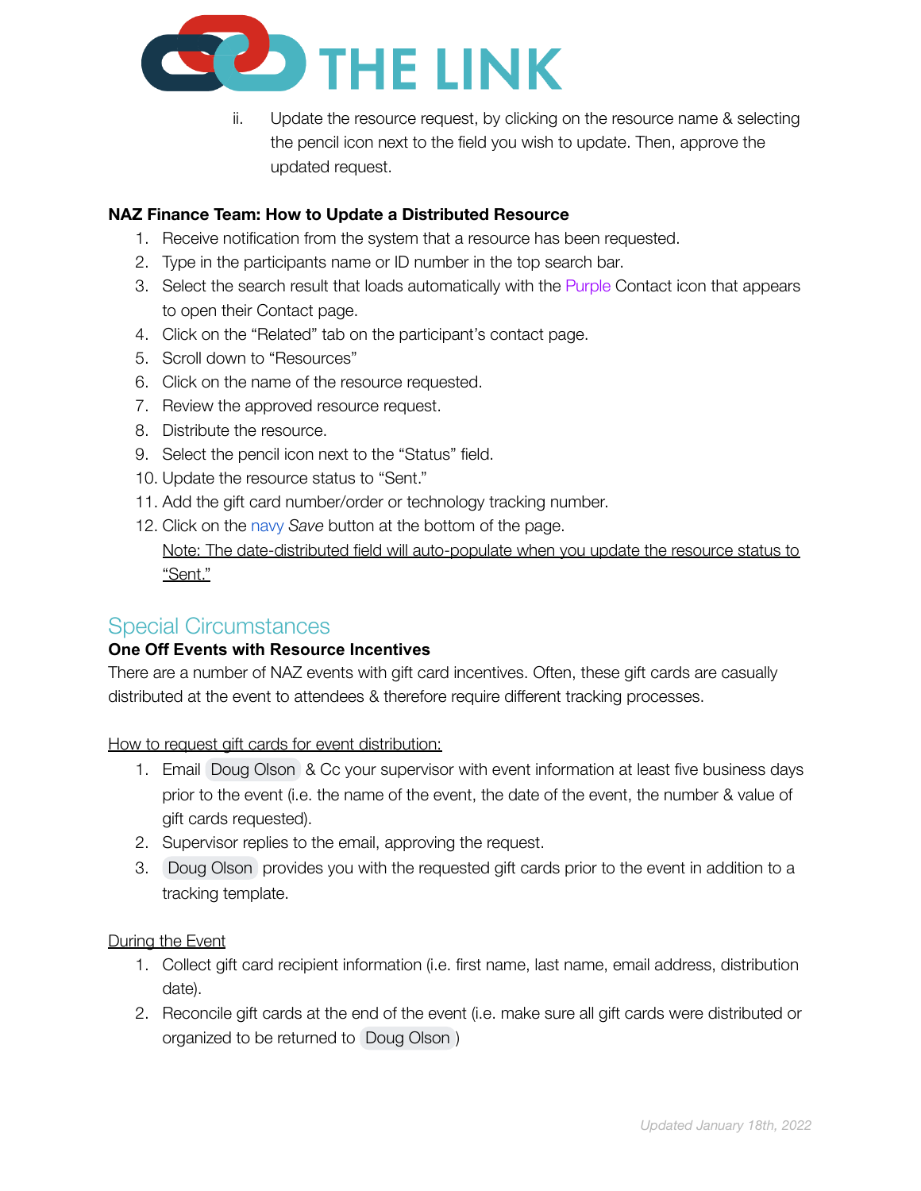ii. Update the resource request, by clicking on the resource name & selecting the pencil icon next to the field you wish to update. Then, approve the updated request.

**NAZ Finance Team: How to Update a Distributed Resource**

1. Receive notification from the system that a resource has been requested.
2. Type in the participants name or ID number in the top search bar.
3. Select the search result that loads automatically with the Purple Contact icon that appears to open their Contact page.
4. Click on the "Related" tab on the participant's contact page.
5. Scroll down to "Resources"
6. Click on the name of the resource requested.
7. Review the approved resource request.
8. Distribute the resource.
9. Select the pencil icon next to the "Status" field.
10. Update the resource status to "Sent."
11. Add the gift card number/order or technology tracking number.
12. Click on the navy *Save* button at the bottom of the page.
    Note: The date-distributed field will auto-populate when you update the resource status to "Sent."

## Special Circumstances

**One Off Events with Resource Incentives**

There are a number of NAZ events with gift card incentives. Often, these gift cards are casually distributed at the event to attendees & therefore require different tracking processes.

How to request gift cards for event distribution:

1. Email Doug Olson & Cc your supervisor with event information at least five business days prior to the event (i.e. the name of the event, the date of the event, the number & value of gift cards requested).
2. Supervisor replies to the email, approving the request.
3. Doug Olson provides you with the requested gift cards prior to the event in addition to a tracking template.

During the Event

1. Collect gift card recipient information (i.e. first name, last name, email address, distribution date).
2. Reconcile gift cards at the end of the event (i.e. make sure all gift cards were distributed or organized to be returned to Doug Olson)

*Updated January 18th, 2022*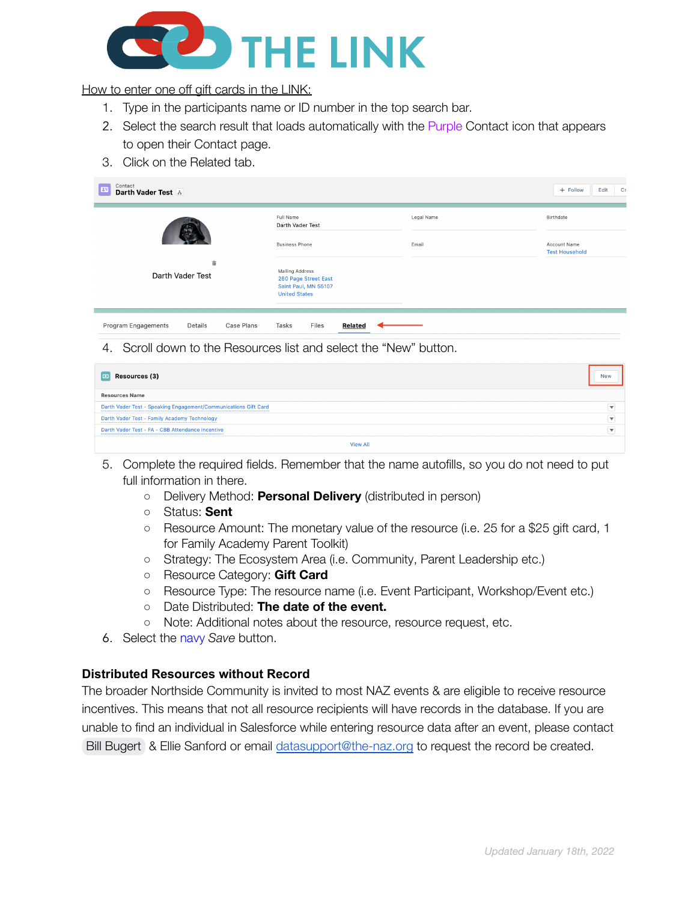THE LINK

How to enter one off gift cards in the LINK:

1. Type in the participants name or ID number in the top search bar.
2. Select the search result that loads automatically with the Purple Contact icon that appears to open their Contact page.
3. Click on the Related tab.

Contact
Darth Vader Test

Full Name
Darth Vader Test

Legal Name

Birthdate

Business Phone

Email

Account Name
Test Household

Darth Vader Test

Mailing Address
260 Page Street East
Saint Paul, MN 55107
United States

Program Engagements   Details   Case Plans   Tasks   Files   Related

4. Scroll down to the Resources list and select the "New" button.

Resources (3)   New

Resources Name
Darth Vader Test - Speaking Engagement/Communications Gift Card
Darth Vader Test - Family Academy Technology
Darth Vader Test - FA - CBB Attendance Incentive
View All

5. Complete the required fields. Remember that the name autofills, so you do not need to put full information in there.
   - Delivery Method: **Personal Delivery** (distributed in person)
   - Status: **Sent**
   - Resource Amount: The monetary value of the resource (i.e. 25 for a $25 gift card, 1 for Family Academy Parent Toolkit)
   - Strategy: The Ecosystem Area (i.e. Community, Parent Leadership etc.)
   - Resource Category: **Gift Card**
   - Resource Type: The resource name (i.e. Event Participant, Workshop/Event etc.)
   - Date Distributed: **The date of the event.**
   - Note: Additional notes about the resource, resource request, etc.
6. Select the navy *Save* button.

**Distributed Resources without Record**

The broader Northside Community is invited to most NAZ events & are eligible to receive resource incentives. This means that not all resource recipients will have records in the database. If you are unable to find an individual in Salesforce while entering resource data after an event, please contact Bill Bugert & Ellie Sanford or email datasupport@the-naz.org to request the record be created.

*Updated January 18th, 2022*